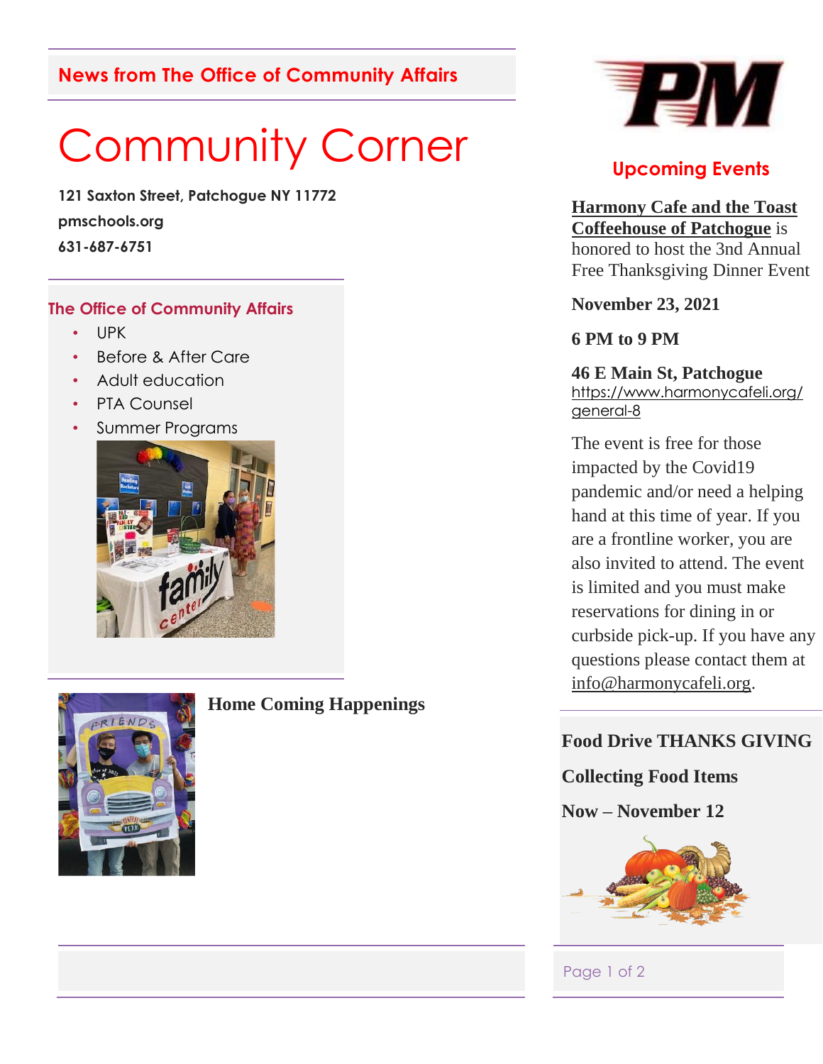**News from The Office of Community Affairs**

# Community Corner

**121 Saxton Street, Patchogue NY 11772**

**pmschools.org**

**631-687-6751**

## The Office of Community Affairs

- UPK
- Before & After Care
- Adult education
- PTA Counsel
- Summer Programs

### Home Coming Happenings

## Upcoming Events

**Harmony Cafe and the Toast Coffeehouse of Patchogue** is honored to host the 3nd Annual Free Thanksgiving Dinner Event

**November 23, 2021**

**6 PM to 9 PM**

**46 E Main St, Patchogue**
https://www.harmonycafeli.org/general-8

The event is free for those impacted by the Covid19 pandemic and/or need a helping hand at this time of year. If you are a frontline worker, you are also invited to attend. The event is limited and you must make reservations for dining in or curbside pick-up. If you have any questions please contact them at info@harmonycafeli.org.

**Food Drive THANKS GIVING**

**Collecting Food Items**

**Now – November 12**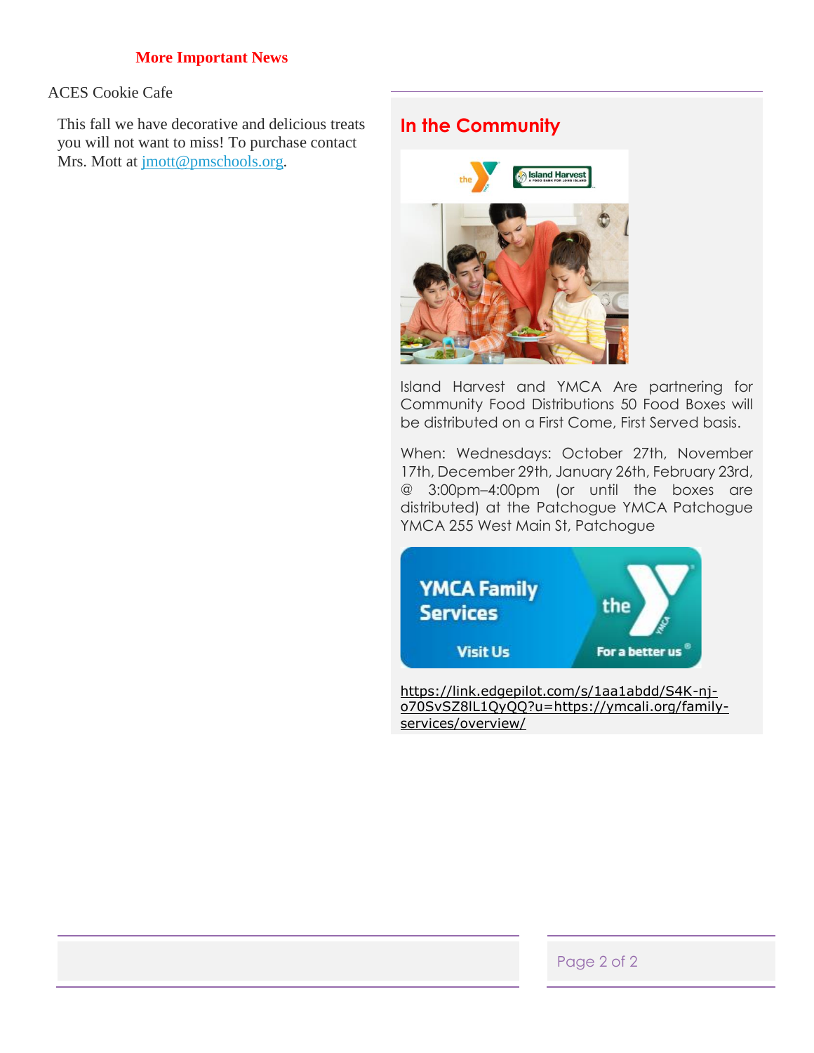## More Important News

ACES Cookie Cafe

This fall we have decorative and delicious treats you will not want to miss! To purchase contact Mrs. Mott at [jmott@pmschools.org](mailto:jmott@pmschools.org).

## In the Community

Island Harvest and YMCA Are partnering for Community Food Distributions 50 Food Boxes will be distributed on a First Come, First Served basis.

When: Wednesdays: October 27th, November 17th, December 29th, January 26th, February 23rd, @ 3:00pm–4:00pm (or until the boxes are distributed) at the Patchogue YMCA Patchogue YMCA 255 West Main St, Patchogue

https://link.edgepilot.com/s/1aa1abdd/S4K-nj-o70SvSZ8lL1QyQQ?u=https://ymcali.org/family-services/overview/